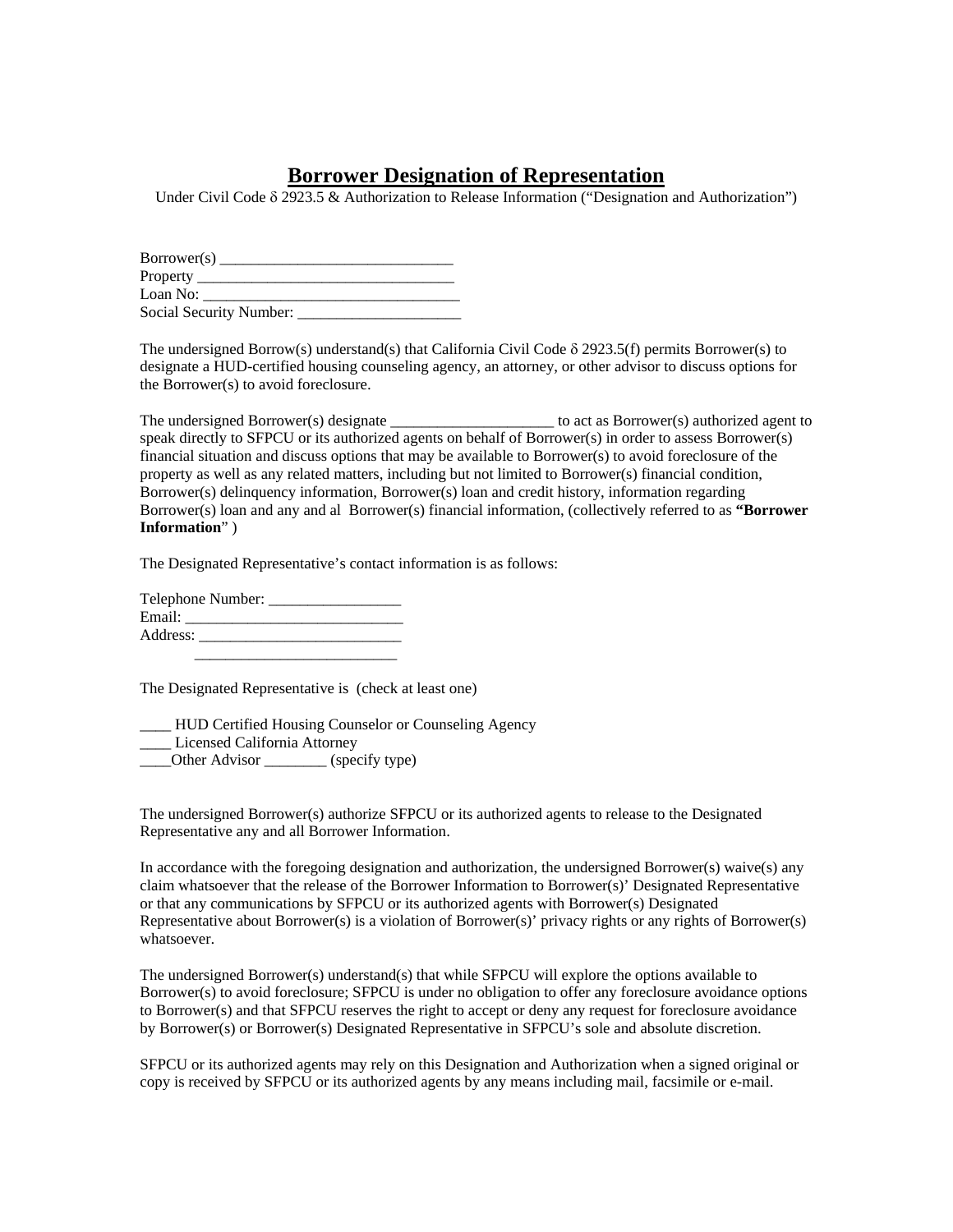# Borrower Designation of Representation

Under Civil Code δ 2923.5 & Authorization to Release Information ("Designation and Authorization")

Borrower(s) ______________________________
Property __________________________________
Loan No: _________________________________
Social Security Number: _____________________

The undersigned Borrow(s) understand(s) that California Civil Code δ 2923.5(f) permits Borrower(s) to designate a HUD-certified housing counseling agency, an attorney, or other advisor to discuss options for the Borrower(s) to avoid foreclosure.

The undersigned Borrower(s) designate _____________________ to act as Borrower(s) authorized agent to speak directly to SFPCU or its authorized agents on behalf of Borrower(s) in order to assess Borrower(s) financial situation and discuss options that may be available to Borrower(s) to avoid foreclosure of the property as well as any related matters, including but not limited to Borrower(s) financial condition, Borrower(s) delinquency information, Borrower(s) loan and credit history, information regarding Borrower(s) loan and any and al Borrower(s) financial information, (collectively referred to as **"Borrower Information**" )

The Designated Representative's contact information is as follows:

Telephone Number: _________________
Email: ____________________________
Address: __________________________
__________________________

The Designated Representative is (check at least one)

____ HUD Certified Housing Counselor or Counseling Agency
____ Licensed California Attorney
____Other Advisor ________ (specify type)

The undersigned Borrower(s) authorize SFPCU or its authorized agents to release to the Designated Representative any and all Borrower Information.

In accordance with the foregoing designation and authorization, the undersigned Borrower(s) waive(s) any claim whatsoever that the release of the Borrower Information to Borrower(s)' Designated Representative or that any communications by SFPCU or its authorized agents with Borrower(s) Designated Representative about Borrower(s) is a violation of Borrower(s)' privacy rights or any rights of Borrower(s) whatsoever.

The undersigned Borrower(s) understand(s) that while SFPCU will explore the options available to Borrower(s) to avoid foreclosure; SFPCU is under no obligation to offer any foreclosure avoidance options to Borrower(s) and that SFPCU reserves the right to accept or deny any request for foreclosure avoidance by Borrower(s) or Borrower(s) Designated Representative in SFPCU's sole and absolute discretion.

SFPCU or its authorized agents may rely on this Designation and Authorization when a signed original or copy is received by SFPCU or its authorized agents by any means including mail, facsimile or e-mail.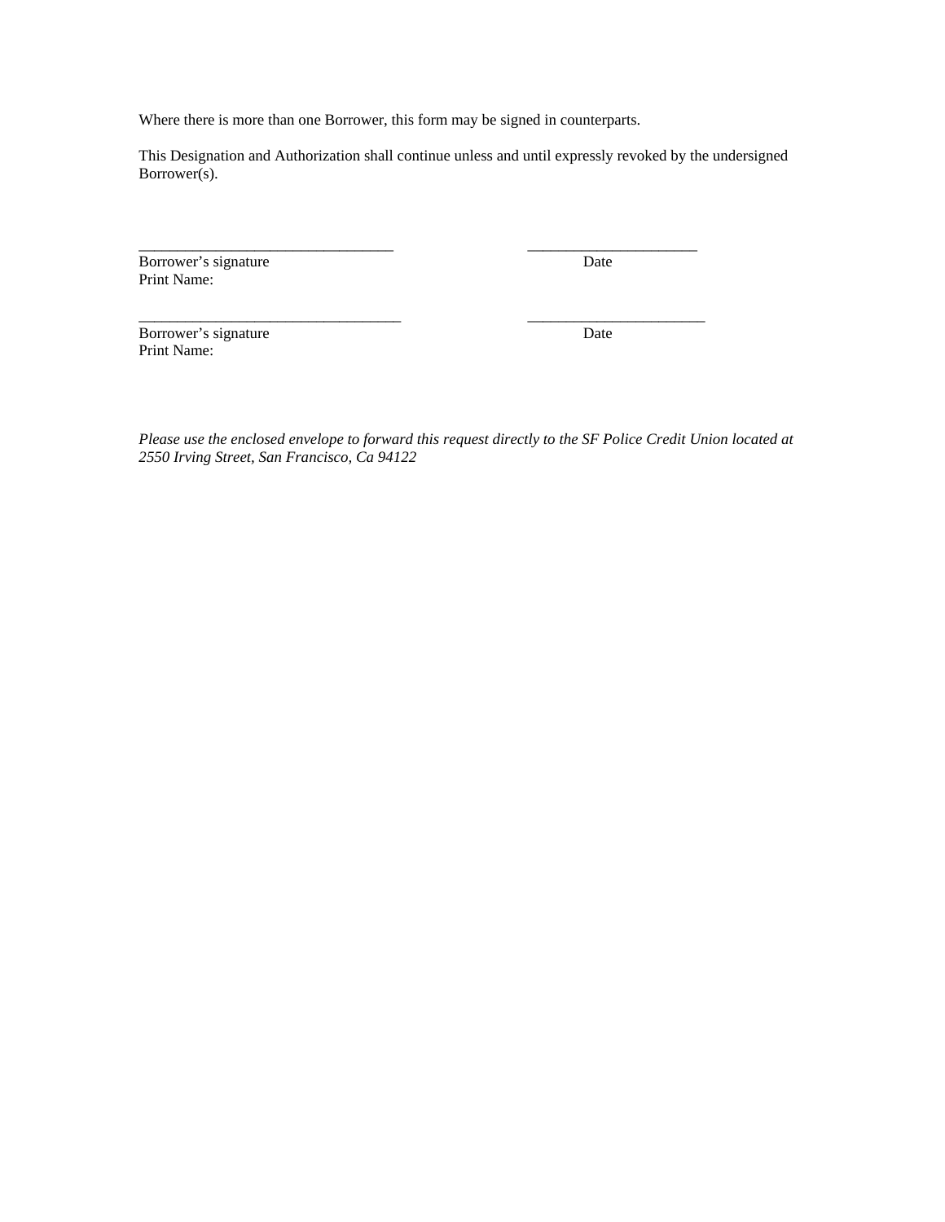Where there is more than one Borrower, this form may be signed in counterparts.

This Designation and Authorization shall continue unless and until expressly revoked by the undersigned Borrower(s).

_________________________________ ______________________

Borrower's signature Date

Print Name:

__________________________________ _______________________

Borrower's signature Date

Print Name:

*Please use the enclosed envelope to forward this request directly to the SF Police Credit Union located at 2550 Irving Street, San Francisco, Ca 94122*